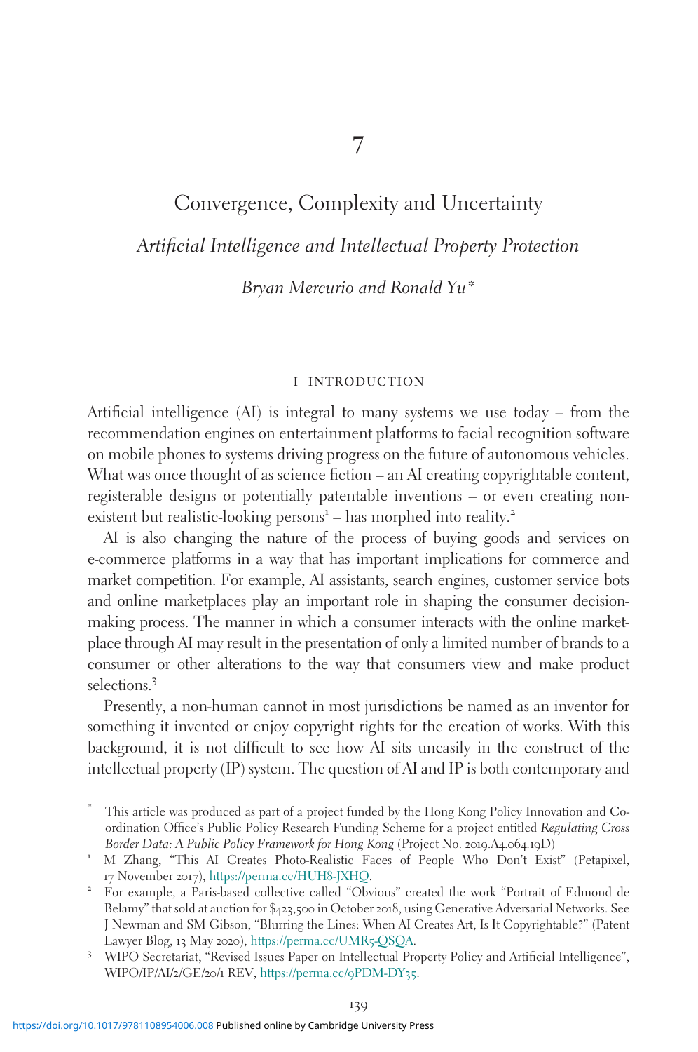# 7

# Convergence, Complexity and Uncertainty

## *Artificial Intelligence and Intellectual Property Protection*

*Bryan Mercurio and Ronald Yu**

### I INTRODUCTION

Artificial intelligence (AI) is integral to many systems we use today – from the recommendation engines on entertainment platforms to facial recognition software on mobile phones to systems driving progress on the future of autonomous vehicles. What was once thought of as science fiction – an AI creating copyrightable content, registerable designs or potentially patentable inventions – or even creating non-existent but realistic-looking persons[1] – has morphed into reality.[2]

AI is also changing the nature of the process of buying goods and services on e-commerce platforms in a way that has important implications for commerce and market competition. For example, AI assistants, search engines, customer service bots and online marketplaces play an important role in shaping the consumer decision-making process. The manner in which a consumer interacts with the online marketplace through AI may result in the presentation of only a limited number of brands to a consumer or other alterations to the way that consumers view and make product selections.[3]

Presently, a non-human cannot in most jurisdictions be named as an inventor for something it invented or enjoy copyright rights for the creation of works. With this background, it is not difficult to see how AI sits uneasily in the construct of the intellectual property (IP) system. The question of AI and IP is both contemporary and

---

\* This article was produced as part of a project funded by the Hong Kong Policy Innovation and Co-ordination Office's Public Policy Research Funding Scheme for a project entitled *Regulating Cross Border Data: A Public Policy Framework for Hong Kong* (Project No. 2019.A4.064.19D)

[1] M Zhang, "This AI Creates Photo-Realistic Faces of People Who Don't Exist" (Petapixel, 17 November 2017), https://perma.cc/HUH8-JXHQ.

[2] For example, a Paris-based collective called "Obvious" created the work "Portrait of Edmond de Belamy" that sold at auction for $423,500 in October 2018, using Generative Adversarial Networks. See J Newman and SM Gibson, "Blurring the Lines: When AI Creates Art, Is It Copyrightable?" (Patent Lawyer Blog, 13 May 2020), https://perma.cc/UMR5-QSQA.

[3] WIPO Secretariat, "Revised Issues Paper on Intellectual Property Policy and Artificial Intelligence", WIPO/IP/AI/2/GE/20/1 REV, https://perma.cc/9PDM-DY35.

https://doi.org/10.1017/9781108954006.008 Published online by Cambridge University Press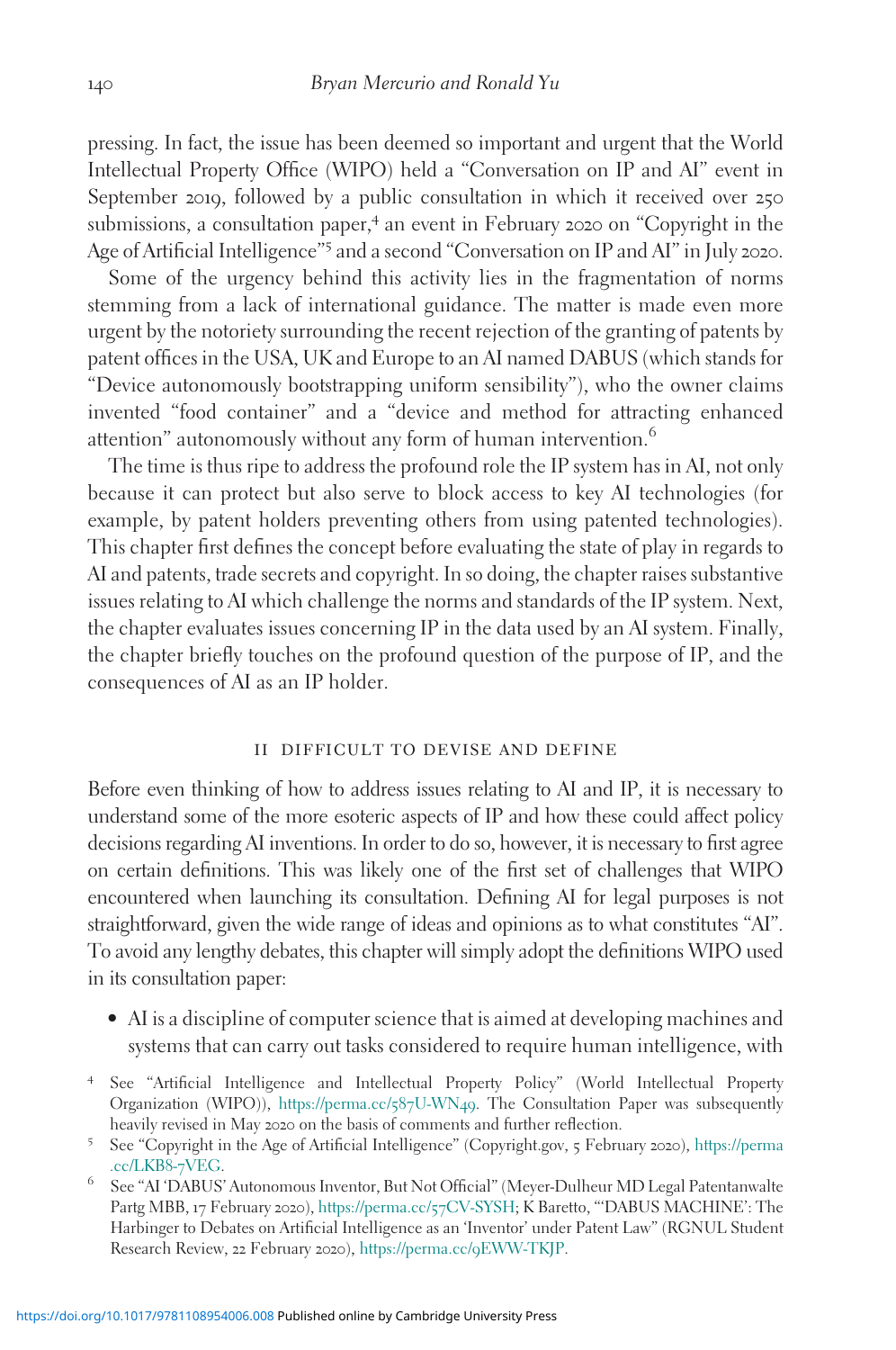pressing. In fact, the issue has been deemed so important and urgent that the World Intellectual Property Office (WIPO) held a "Conversation on IP and AI" event in September 2019, followed by a public consultation in which it received over 250 submissions, a consultation paper,[4] an event in February 2020 on "Copyright in the Age of Artificial Intelligence"[5] and a second "Conversation on IP and AI" in July 2020.

Some of the urgency behind this activity lies in the fragmentation of norms stemming from a lack of international guidance. The matter is made even more urgent by the notoriety surrounding the recent rejection of the granting of patents by patent offices in the USA, UK and Europe to an AI named DABUS (which stands for "Device autonomously bootstrapping uniform sensibility"), who the owner claims invented "food container" and a "device and method for attracting enhanced attention" autonomously without any form of human intervention.[6]

The time is thus ripe to address the profound role the IP system has in AI, not only because it can protect but also serve to block access to key AI technologies (for example, by patent holders preventing others from using patented technologies). This chapter first defines the concept before evaluating the state of play in regards to AI and patents, trade secrets and copyright. In so doing, the chapter raises substantive issues relating to AI which challenge the norms and standards of the IP system. Next, the chapter evaluates issues concerning IP in the data used by an AI system. Finally, the chapter briefly touches on the profound question of the purpose of IP, and the consequences of AI as an IP holder.

## II DIFFICULT TO DEVISE AND DEFINE

Before even thinking of how to address issues relating to AI and IP, it is necessary to understand some of the more esoteric aspects of IP and how these could affect policy decisions regarding AI inventions. In order to do so, however, it is necessary to first agree on certain definitions. This was likely one of the first set of challenges that WIPO encountered when launching its consultation. Defining AI for legal purposes is not straightforward, given the wide range of ideas and opinions as to what constitutes "AI". To avoid any lengthy debates, this chapter will simply adopt the definitions WIPO used in its consultation paper:

- AI is a discipline of computer science that is aimed at developing machines and systems that can carry out tasks considered to require human intelligence, with

---

[4] See "Artificial Intelligence and Intellectual Property Policy" (World Intellectual Property Organization (WIPO)), https://perma.cc/587U-WN49. The Consultation Paper was subsequently heavily revised in May 2020 on the basis of comments and further reflection.

[5] See "Copyright in the Age of Artificial Intelligence" (Copyright.gov, 5 February 2020), https://perma.cc/LKB8-7VEG.

[6] See "AI 'DABUS' Autonomous Inventor, But Not Official" (Meyer-Dulheur MD Legal Patentanwalte Partg MBB, 17 February 2020), https://perma.cc/57CV-SYSH; K Baretto, "'DABUS MACHINE': The Harbinger to Debates on Artificial Intelligence as an 'Inventor' under Patent Law" (RGNUL Student Research Review, 22 February 2020), https://perma.cc/9EWW-TKJP.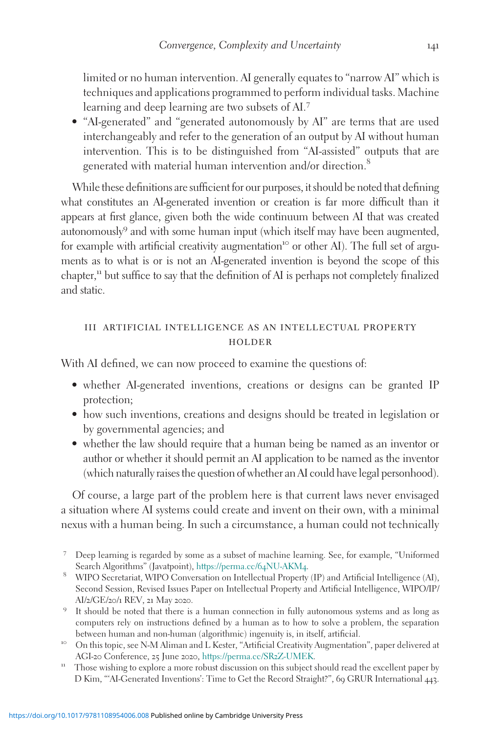limited or no human intervention. AI generally equates to "narrow AI" which is techniques and applications programmed to perform individual tasks. Machine learning and deep learning are two subsets of AI.[7]
- "AI-generated" and "generated autonomously by AI" are terms that are used interchangeably and refer to the generation of an output by AI without human intervention. This is to be distinguished from "AI-assisted" outputs that are generated with material human intervention and/or direction.[8]

While these definitions are sufficient for our purposes, it should be noted that defining what constitutes an AI-generated invention or creation is far more difficult than it appears at first glance, given both the wide continuum between AI that was created autonomously[9] and with some human input (which itself may have been augmented, for example with artificial creativity augmentation[10] or other AI). The full set of arguments as to what is or is not an AI-generated invention is beyond the scope of this chapter,[11] but suffice to say that the definition of AI is perhaps not completely finalized and static.

## III ARTIFICIAL INTELLIGENCE AS AN INTELLECTUAL PROPERTY HOLDER

With AI defined, we can now proceed to examine the questions of:

- whether AI-generated inventions, creations or designs can be granted IP protection;
- how such inventions, creations and designs should be treated in legislation or by governmental agencies; and
- whether the law should require that a human being be named as an inventor or author or whether it should permit an AI application to be named as the inventor (which naturally raises the question of whether an AI could have legal personhood).

Of course, a large part of the problem here is that current laws never envisaged a situation where AI systems could create and invent on their own, with a minimal nexus with a human being. In such a circumstance, a human could not technically

---

[7] Deep learning is regarded by some as a subset of machine learning. See, for example, "Uniformed Search Algorithms" (Javatpoint), https://perma.cc/64NU-AKM4.

[8] WIPO Secretariat, WIPO Conversation on Intellectual Property (IP) and Artificial Intelligence (AI), Second Session, Revised Issues Paper on Intellectual Property and Artificial Intelligence, WIPO/IP/AI/2/GE/20/1 REV, 21 May 2020.

[9] It should be noted that there is a human connection in fully autonomous systems and as long as computers rely on instructions defined by a human as to how to solve a problem, the separation between human and non-human (algorithmic) ingenuity is, in itself, artificial.

[10] On this topic, see N-M Aliman and L Kester, "Artificial Creativity Augmentation", paper delivered at AGI-20 Conference, 25 June 2020, https://perma.cc/SR2Z-UMEK.

[11] Those wishing to explore a more robust discussion on this subject should read the excellent paper by D Kim, "'AI-Generated Inventions': Time to Get the Record Straight?", 69 GRUR International 443.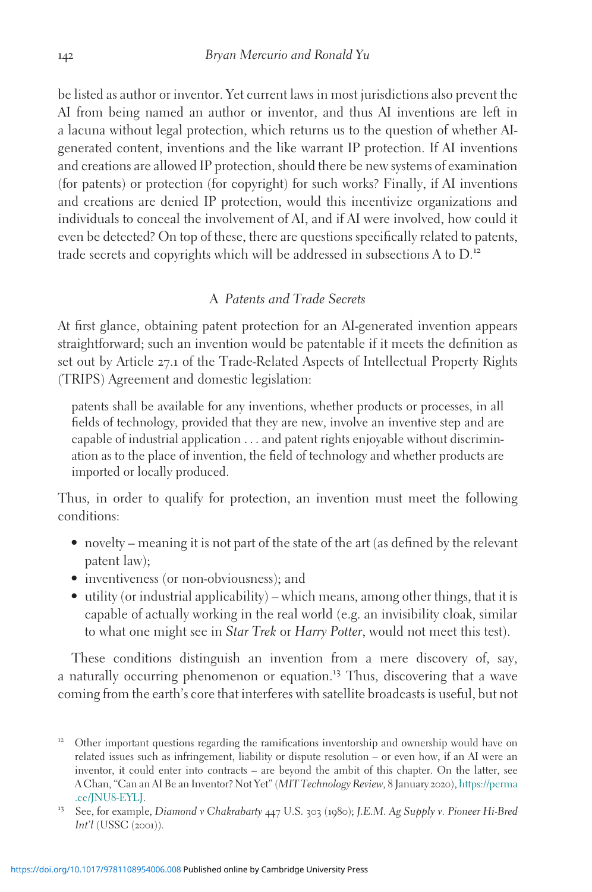be listed as author or inventor. Yet current laws in most jurisdictions also prevent the AI from being named an author or inventor, and thus AI inventions are left in a lacuna without legal protection, which returns us to the question of whether AI-generated content, inventions and the like warrant IP protection. If AI inventions and creations are allowed IP protection, should there be new systems of examination (for patents) or protection (for copyright) for such works? Finally, if AI inventions and creations are denied IP protection, would this incentivize organizations and individuals to conceal the involvement of AI, and if AI were involved, how could it even be detected? On top of these, there are questions specifically related to patents, trade secrets and copyrights which will be addressed in subsections A to D.[12]

## A *Patents and Trade Secrets*

At first glance, obtaining patent protection for an AI-generated invention appears straightforward; such an invention would be patentable if it meets the definition as set out by Article 27.1 of the Trade-Related Aspects of Intellectual Property Rights (TRIPS) Agreement and domestic legislation:

> patents shall be available for any inventions, whether products or processes, in all fields of technology, provided that they are new, involve an inventive step and are capable of industrial application . . . and patent rights enjoyable without discrimination as to the place of invention, the field of technology and whether products are imported or locally produced.

Thus, in order to qualify for protection, an invention must meet the following conditions:

- novelty – meaning it is not part of the state of the art (as defined by the relevant patent law);
- inventiveness (or non-obviousness); and
- utility (or industrial applicability) – which means, among other things, that it is capable of actually working in the real world (e.g. an invisibility cloak, similar to what one might see in *Star Trek* or *Harry Potter*, would not meet this test).

These conditions distinguish an invention from a mere discovery of, say, a naturally occurring phenomenon or equation.[13] Thus, discovering that a wave coming from the earth's core that interferes with satellite broadcasts is useful, but not

---

[12] Other important questions regarding the ramifications inventorship and ownership would have on related issues such as infringement, liability or dispute resolution – or even how, if an AI were an inventor, it could enter into contracts – are beyond the ambit of this chapter. On the latter, see A Chan, "Can an AI Be an Inventor? Not Yet" (*MIT Technology Review*, 8 January 2020), https://perma.cc/JNU8-EYLJ.

[13] See, for example, *Diamond v Chakrabarty* 447 U.S. 303 (1980); *J.E.M. Ag Supply v. Pioneer Hi-Bred Int'l* (USSC (2001)).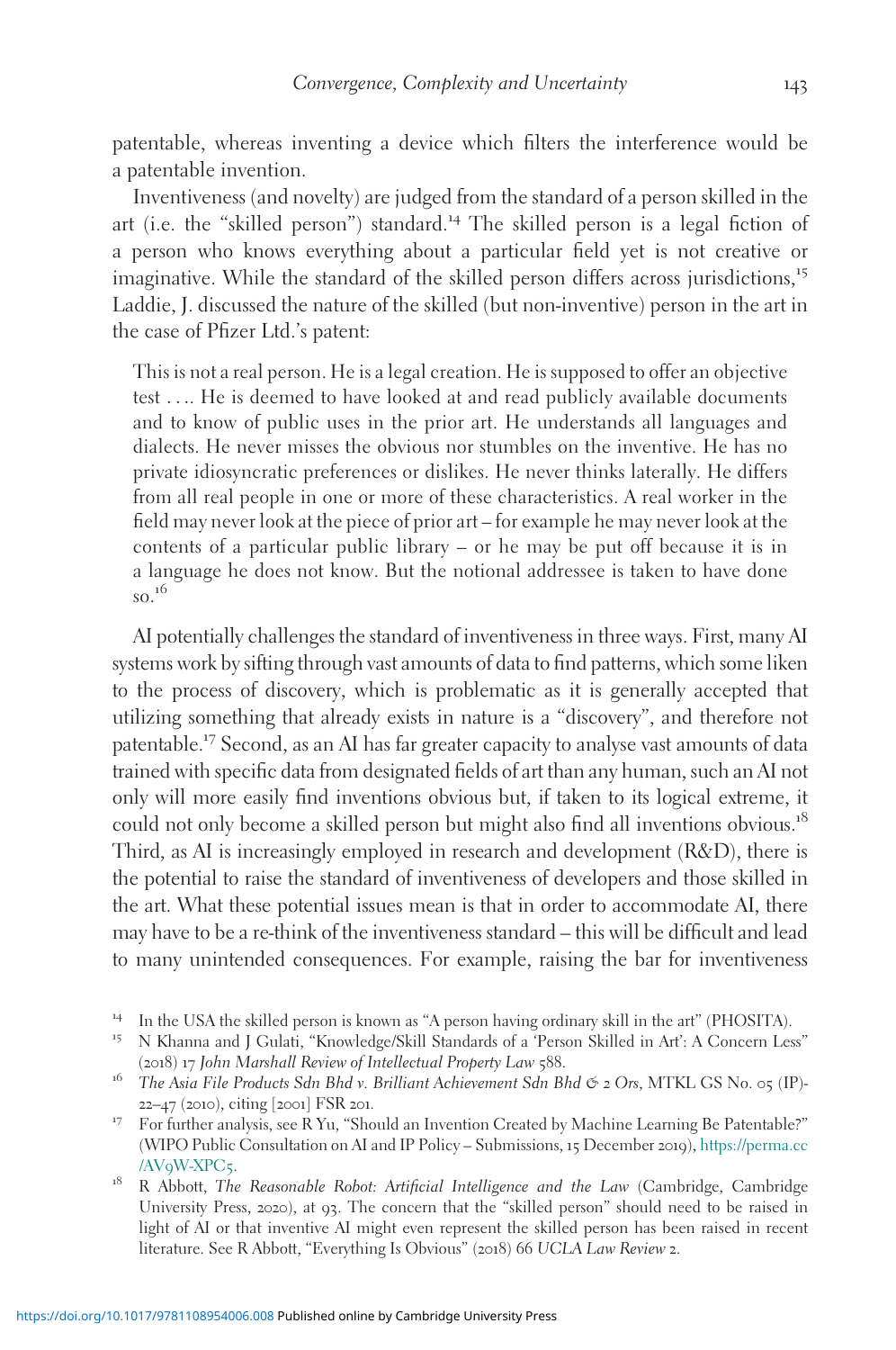patentable, whereas inventing a device which filters the interference would be a patentable invention.

Inventiveness (and novelty) are judged from the standard of a person skilled in the art (i.e. the "skilled person") standard.[14] The skilled person is a legal fiction of a person who knows everything about a particular field yet is not creative or imaginative. While the standard of the skilled person differs across jurisdictions,[15] Laddie, J. discussed the nature of the skilled (but non-inventive) person in the art in the case of Pfizer Ltd.'s patent:

> This is not a real person. He is a legal creation. He is supposed to offer an objective test .... He is deemed to have looked at and read publicly available documents and to know of public uses in the prior art. He understands all languages and dialects. He never misses the obvious nor stumbles on the inventive. He has no private idiosyncratic preferences or dislikes. He never thinks laterally. He differs from all real people in one or more of these characteristics. A real worker in the field may never look at the piece of prior art – for example he may never look at the contents of a particular public library – or he may be put off because it is in a language he does not know. But the notional addressee is taken to have done so.[16]

AI potentially challenges the standard of inventiveness in three ways. First, many AI systems work by sifting through vast amounts of data to find patterns, which some liken to the process of discovery, which is problematic as it is generally accepted that utilizing something that already exists in nature is a "discovery", and therefore not patentable.[17] Second, as an AI has far greater capacity to analyse vast amounts of data trained with specific data from designated fields of art than any human, such an AI not only will more easily find inventions obvious but, if taken to its logical extreme, it could not only become a skilled person but might also find all inventions obvious.[18] Third, as AI is increasingly employed in research and development (R&D), there is the potential to raise the standard of inventiveness of developers and those skilled in the art. What these potential issues mean is that in order to accommodate AI, there may have to be a re-think of the inventiveness standard – this will be difficult and lead to many unintended consequences. For example, raising the bar for inventiveness

---

[14] In the USA the skilled person is known as "A person having ordinary skill in the art" (PHOSITA).

[15] N Khanna and J Gulati, "Knowledge/Skill Standards of a 'Person Skilled in Art': A Concern Less" (2018) 17 *John Marshall Review of Intellectual Property Law* 588.

[16] *The Asia File Products Sdn Bhd v. Brilliant Achievement Sdn Bhd & 2 Ors*, MTKL GS No. 05 (IP)-22–47 (2010), citing [2001] FSR 201.

[17] For further analysis, see R Yu, "Should an Invention Created by Machine Learning Be Patentable?" (WIPO Public Consultation on AI and IP Policy – Submissions, 15 December 2019), https://perma.cc/AV9W-XPC5.

[18] R Abbott, *The Reasonable Robot: Artificial Intelligence and the Law* (Cambridge, Cambridge University Press, 2020), at 93. The concern that the "skilled person" should need to be raised in light of AI or that inventive AI might even represent the skilled person has been raised in recent literature. See R Abbott, "Everything Is Obvious" (2018) 66 *UCLA Law Review* 2.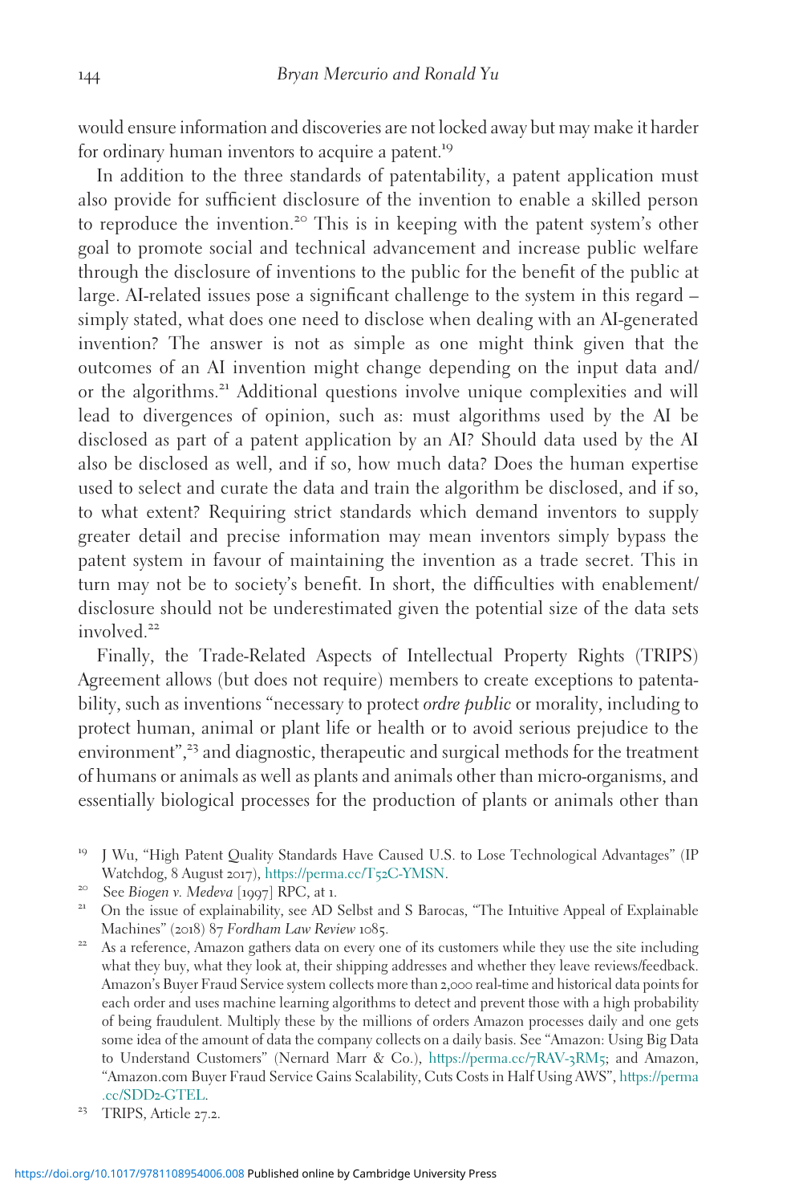would ensure information and discoveries are not locked away but may make it harder for ordinary human inventors to acquire a patent.[19]

In addition to the three standards of patentability, a patent application must also provide for sufficient disclosure of the invention to enable a skilled person to reproduce the invention.[20] This is in keeping with the patent system's other goal to promote social and technical advancement and increase public welfare through the disclosure of inventions to the public for the benefit of the public at large. AI-related issues pose a significant challenge to the system in this regard – simply stated, what does one need to disclose when dealing with an AI-generated invention? The answer is not as simple as one might think given that the outcomes of an AI invention might change depending on the input data and/or the algorithms.[21] Additional questions involve unique complexities and will lead to divergences of opinion, such as: must algorithms used by the AI be disclosed as part of a patent application by an AI? Should data used by the AI also be disclosed as well, and if so, how much data? Does the human expertise used to select and curate the data and train the algorithm be disclosed, and if so, to what extent? Requiring strict standards which demand inventors to supply greater detail and precise information may mean inventors simply bypass the patent system in favour of maintaining the invention as a trade secret. This in turn may not be to society's benefit. In short, the difficulties with enablement/disclosure should not be underestimated given the potential size of the data sets involved.[22]

Finally, the Trade-Related Aspects of Intellectual Property Rights (TRIPS) Agreement allows (but does not require) members to create exceptions to patentability, such as inventions "necessary to protect *ordre public* or morality, including to protect human, animal or plant life or health or to avoid serious prejudice to the environment",[23] and diagnostic, therapeutic and surgical methods for the treatment of humans or animals as well as plants and animals other than micro-organisms, and essentially biological processes for the production of plants or animals other than

[19] J Wu, "High Patent Quality Standards Have Caused U.S. to Lose Technological Advantages" (IP Watchdog, 8 August 2017), https://perma.cc/T52C-YMSN.

[20] See *Biogen v. Medeva* [1997] RPC, at 1.

[21] On the issue of explainability, see AD Selbst and S Barocas, "The Intuitive Appeal of Explainable Machines" (2018) 87 *Fordham Law Review* 1085.

[22] As a reference, Amazon gathers data on every one of its customers while they use the site including what they buy, what they look at, their shipping addresses and whether they leave reviews/feedback. Amazon's Buyer Fraud Service system collects more than 2,000 real-time and historical data points for each order and uses machine learning algorithms to detect and prevent those with a high probability of being fraudulent. Multiply these by the millions of orders Amazon processes daily and one gets some idea of the amount of data the company collects on a daily basis. See "Amazon: Using Big Data to Understand Customers" (Nernard Marr & Co.), https://perma.cc/7RAV-3RM5; and Amazon, "Amazon.com Buyer Fraud Service Gains Scalability, Cuts Costs in Half Using AWS", https://perma.cc/SDD2-GTEL.

[23] TRIPS, Article 27.2.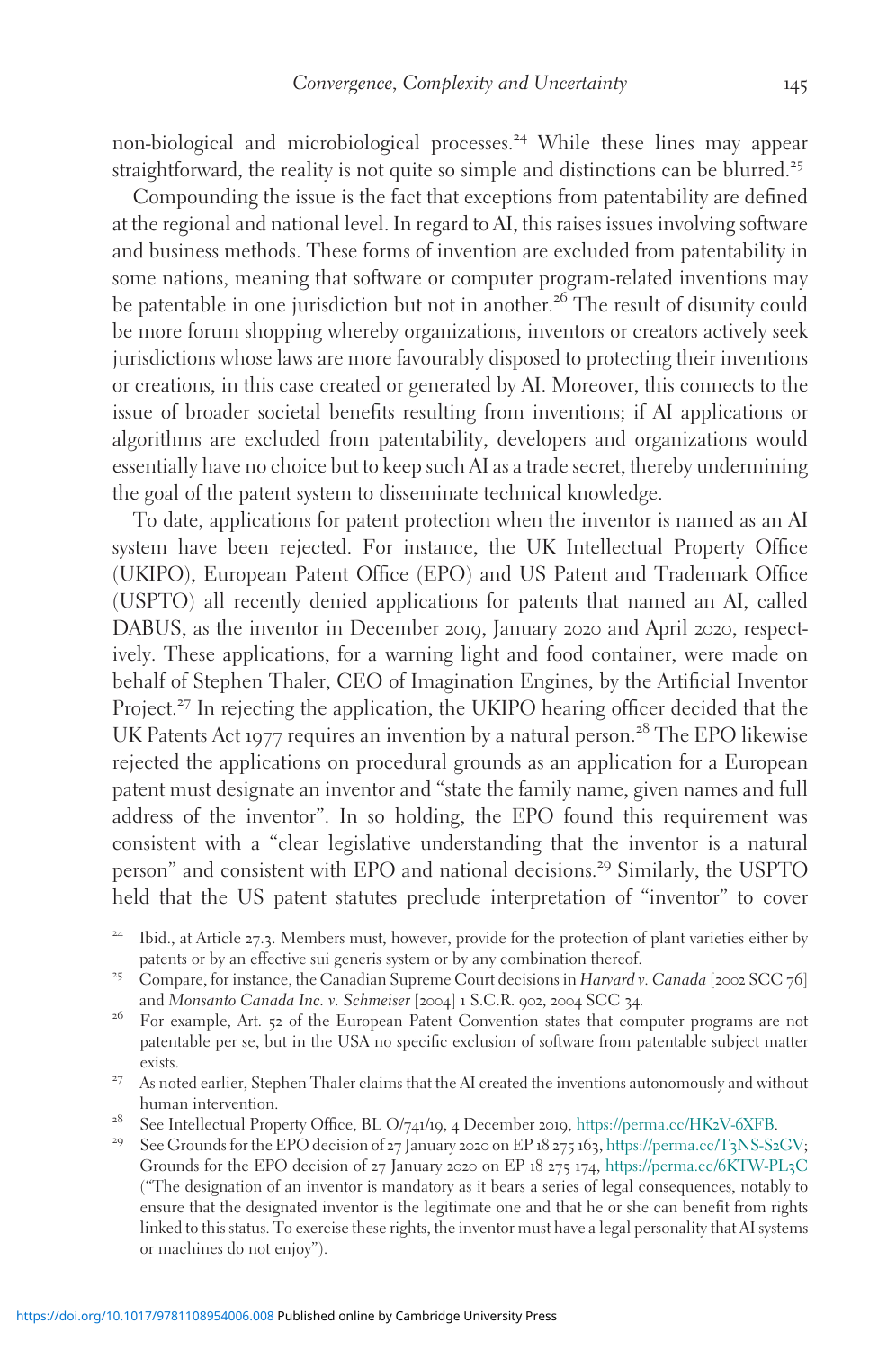non-biological and microbiological processes.[24] While these lines may appear straightforward, the reality is not quite so simple and distinctions can be blurred.[25]

Compounding the issue is the fact that exceptions from patentability are defined at the regional and national level. In regard to AI, this raises issues involving software and business methods. These forms of invention are excluded from patentability in some nations, meaning that software or computer program-related inventions may be patentable in one jurisdiction but not in another.[26] The result of disunity could be more forum shopping whereby organizations, inventors or creators actively seek jurisdictions whose laws are more favourably disposed to protecting their inventions or creations, in this case created or generated by AI. Moreover, this connects to the issue of broader societal benefits resulting from inventions; if AI applications or algorithms are excluded from patentability, developers and organizations would essentially have no choice but to keep such AI as a trade secret, thereby undermining the goal of the patent system to disseminate technical knowledge.

To date, applications for patent protection when the inventor is named as an AI system have been rejected. For instance, the UK Intellectual Property Office (UKIPO), European Patent Office (EPO) and US Patent and Trademark Office (USPTO) all recently denied applications for patents that named an AI, called DABUS, as the inventor in December 2019, January 2020 and April 2020, respectively. These applications, for a warning light and food container, were made on behalf of Stephen Thaler, CEO of Imagination Engines, by the Artificial Inventor Project.[27] In rejecting the application, the UKIPO hearing officer decided that the UK Patents Act 1977 requires an invention by a natural person.[28] The EPO likewise rejected the applications on procedural grounds as an application for a European patent must designate an inventor and "state the family name, given names and full address of the inventor". In so holding, the EPO found this requirement was consistent with a "clear legislative understanding that the inventor is a natural person" and consistent with EPO and national decisions.[29] Similarly, the USPTO held that the US patent statutes preclude interpretation of "inventor" to cover

[24] Ibid., at Article 27.3. Members must, however, provide for the protection of plant varieties either by patents or by an effective sui generis system or by any combination thereof.

[25] Compare, for instance, the Canadian Supreme Court decisions in *Harvard v. Canada* [2002 SCC 76] and *Monsanto Canada Inc. v. Schmeiser* [2004] 1 S.C.R. 902, 2004 SCC 34.

[26] For example, Art. 52 of the European Patent Convention states that computer programs are not patentable per se, but in the USA no specific exclusion of software from patentable subject matter exists.

[27] As noted earlier, Stephen Thaler claims that the AI created the inventions autonomously and without human intervention.

[28] See Intellectual Property Office, BL O/741/19, 4 December 2019, https://perma.cc/HK2V-6XFB.

[29] See Grounds for the EPO decision of 27 January 2020 on EP 18 275 163, https://perma.cc/T3NS-S2GV; Grounds for the EPO decision of 27 January 2020 on EP 18 275 174, https://perma.cc/6KTW-PL3C ("The designation of an inventor is mandatory as it bears a series of legal consequences, notably to ensure that the designated inventor is the legitimate one and that he or she can benefit from rights linked to this status. To exercise these rights, the inventor must have a legal personality that AI systems or machines do not enjoy").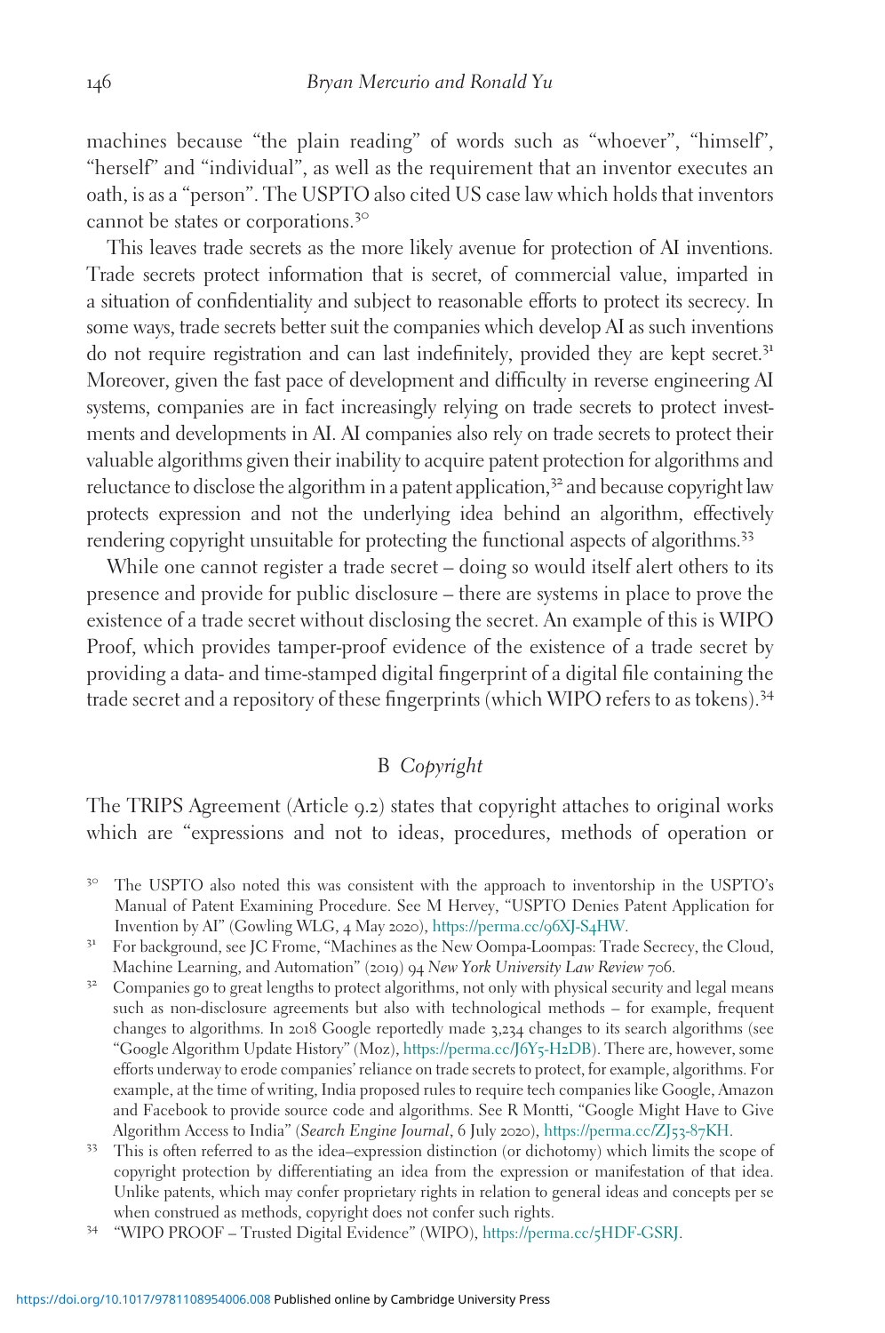machines because "the plain reading" of words such as "whoever", "himself", "herself" and "individual", as well as the requirement that an inventor executes an oath, is as a "person". The USPTO also cited US case law which holds that inventors cannot be states or corporations.[30]

This leaves trade secrets as the more likely avenue for protection of AI inventions. Trade secrets protect information that is secret, of commercial value, imparted in a situation of confidentiality and subject to reasonable efforts to protect its secrecy. In some ways, trade secrets better suit the companies which develop AI as such inventions do not require registration and can last indefinitely, provided they are kept secret.[31] Moreover, given the fast pace of development and difficulty in reverse engineering AI systems, companies are in fact increasingly relying on trade secrets to protect investments and developments in AI. AI companies also rely on trade secrets to protect their valuable algorithms given their inability to acquire patent protection for algorithms and reluctance to disclose the algorithm in a patent application,[32] and because copyright law protects expression and not the underlying idea behind an algorithm, effectively rendering copyright unsuitable for protecting the functional aspects of algorithms.[33]

While one cannot register a trade secret – doing so would itself alert others to its presence and provide for public disclosure – there are systems in place to prove the existence of a trade secret without disclosing the secret. An example of this is WIPO Proof, which provides tamper-proof evidence of the existence of a trade secret by providing a data- and time-stamped digital fingerprint of a digital file containing the trade secret and a repository of these fingerprints (which WIPO refers to as tokens).[34]

## B *Copyright*

The TRIPS Agreement (Article 9.2) states that copyright attaches to original works which are "expressions and not to ideas, procedures, methods of operation or

---

[30] The USPTO also noted this was consistent with the approach to inventorship in the USPTO's Manual of Patent Examining Procedure. See M Hervey, "USPTO Denies Patent Application for Invention by AI" (Gowling WLG, 4 May 2020), https://perma.cc/96XJ-S4HW.

[31] For background, see JC Frome, "Machines as the New Oompa-Loompas: Trade Secrecy, the Cloud, Machine Learning, and Automation" (2019) 94 *New York University Law Review* 706.

[32] Companies go to great lengths to protect algorithms, not only with physical security and legal means such as non-disclosure agreements but also with technological methods – for example, frequent changes to algorithms. In 2018 Google reportedly made 3,234 changes to its search algorithms (see "Google Algorithm Update History" (Moz), https://perma.cc/J6Y5-H2DB). There are, however, some efforts underway to erode companies' reliance on trade secrets to protect, for example, algorithms. For example, at the time of writing, India proposed rules to require tech companies like Google, Amazon and Facebook to provide source code and algorithms. See R Montti, "Google Might Have to Give Algorithm Access to India" (*Search Engine Journal*, 6 July 2020), https://perma.cc/ZJ53-87KH.

[33] This is often referred to as the idea–expression distinction (or dichotomy) which limits the scope of copyright protection by differentiating an idea from the expression or manifestation of that idea. Unlike patents, which may confer proprietary rights in relation to general ideas and concepts per se when construed as methods, copyright does not confer such rights.

[34] "WIPO PROOF – Trusted Digital Evidence" (WIPO), https://perma.cc/5HDF-GSRJ.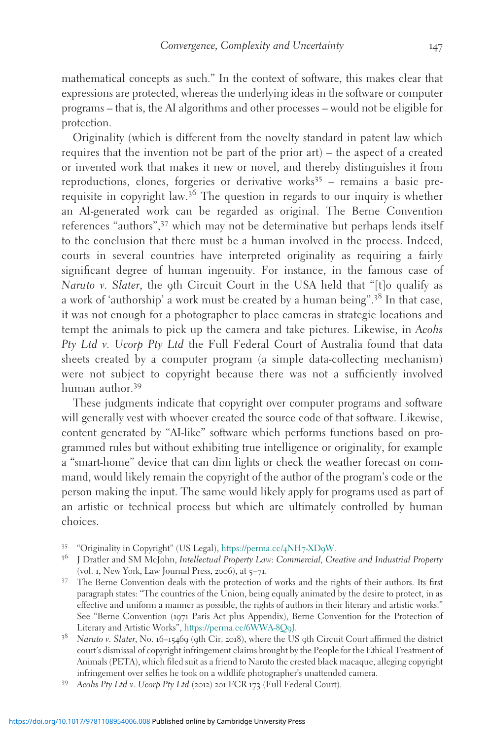mathematical concepts as such." In the context of software, this makes clear that expressions are protected, whereas the underlying ideas in the software or computer programs – that is, the AI algorithms and other processes – would not be eligible for protection.

Originality (which is different from the novelty standard in patent law which requires that the invention not be part of the prior art) – the aspect of a created or invented work that makes it new or novel, and thereby distinguishes it from reproductions, clones, forgeries or derivative works[35] – remains a basic prerequisite in copyright law.[36] The question in regards to our inquiry is whether an AI-generated work can be regarded as original. The Berne Convention references "authors",[37] which may not be determinative but perhaps lends itself to the conclusion that there must be a human involved in the process. Indeed, courts in several countries have interpreted originality as requiring a fairly significant degree of human ingenuity. For instance, in the famous case of *Naruto v. Slater*, the 9th Circuit Court in the USA held that "[t]o qualify as a work of 'authorship' a work must be created by a human being".[38] In that case, it was not enough for a photographer to place cameras in strategic locations and tempt the animals to pick up the camera and take pictures. Likewise, in *Acohs Pty Ltd v. Ucorp Pty Ltd* the Full Federal Court of Australia found that data sheets created by a computer program (a simple data-collecting mechanism) were not subject to copyright because there was not a sufficiently involved human author.[39]

These judgments indicate that copyright over computer programs and software will generally vest with whoever created the source code of that software. Likewise, content generated by "AI-like" software which performs functions based on programmed rules but without exhibiting true intelligence or originality, for example a "smart-home" device that can dim lights or check the weather forecast on command, would likely remain the copyright of the author of the program's code or the person making the input. The same would likely apply for programs used as part of an artistic or technical process but which are ultimately controlled by human choices.

[35] "Originality in Copyright" (US Legal), https://perma.cc/4NH7-XD9W.

[36] J Dratler and SM McJohn, *Intellectual Property Law: Commercial, Creative and Industrial Property* (vol. 1, New York, Law Journal Press, 2006), at 5–71.

[37] The Berne Convention deals with the protection of works and the rights of their authors. Its first paragraph states: "The countries of the Union, being equally animated by the desire to protect, in as effective and uniform a manner as possible, the rights of authors in their literary and artistic works." See "Berne Convention (1971 Paris Act plus Appendix), Berne Convention for the Protection of Literary and Artistic Works", https://perma.cc/6WWA-8Q9J.

[38] *Naruto v. Slater*, No. 16–15469 (9th Cir. 2018), where the US 9th Circuit Court affirmed the district court's dismissal of copyright infringement claims brought by the People for the Ethical Treatment of Animals (PETA), which filed suit as a friend to Naruto the crested black macaque, alleging copyright infringement over selfies he took on a wildlife photographer's unattended camera.

[39] *Acohs Pty Ltd v. Ucorp Pty Ltd* (2012) 201 FCR 173 (Full Federal Court).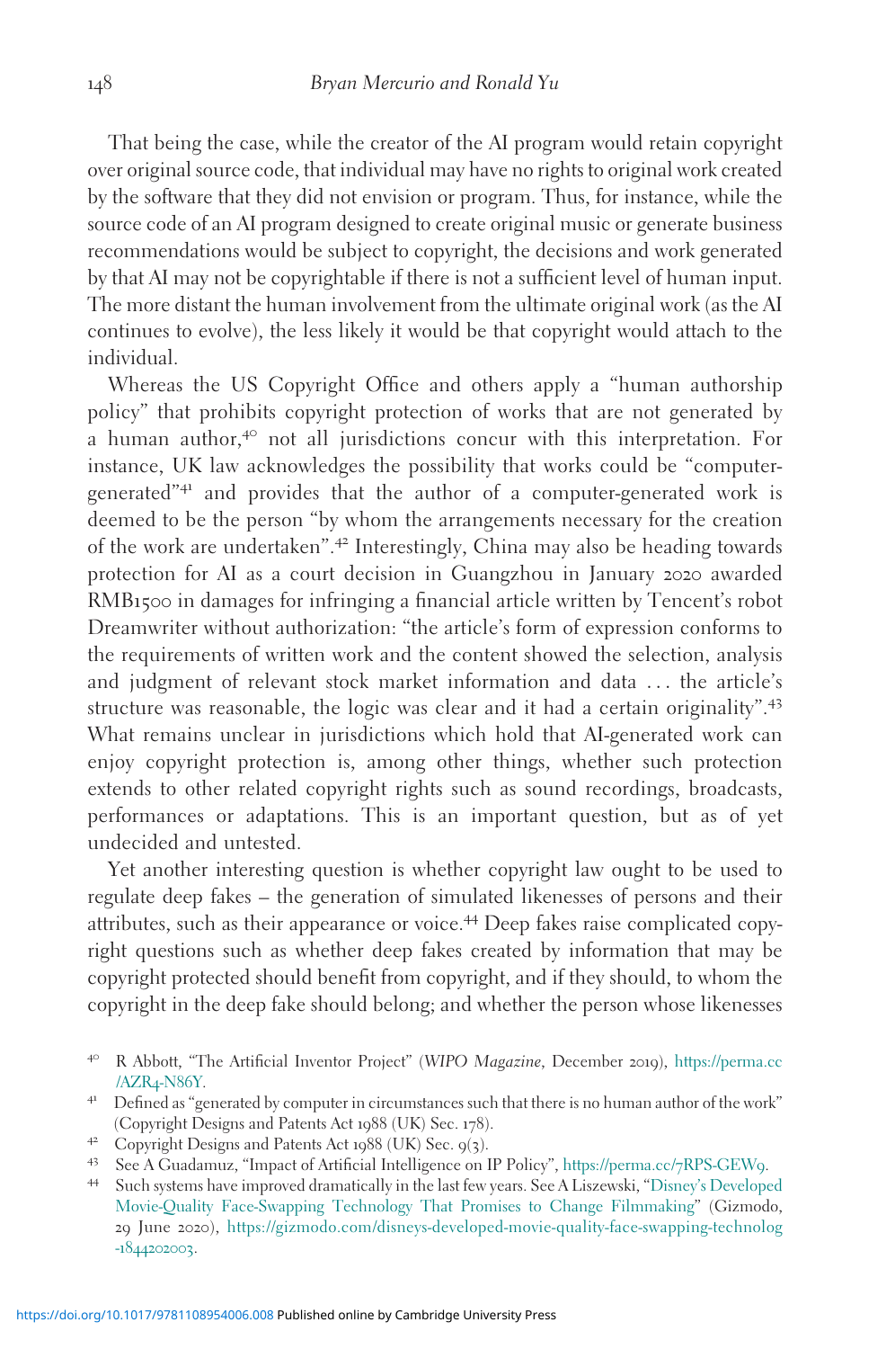That being the case, while the creator of the AI program would retain copyright over original source code, that individual may have no rights to original work created by the software that they did not envision or program. Thus, for instance, while the source code of an AI program designed to create original music or generate business recommendations would be subject to copyright, the decisions and work generated by that AI may not be copyrightable if there is not a sufficient level of human input. The more distant the human involvement from the ultimate original work (as the AI continues to evolve), the less likely it would be that copyright would attach to the individual.

Whereas the US Copyright Office and others apply a "human authorship policy" that prohibits copyright protection of works that are not generated by a human author,[40] not all jurisdictions concur with this interpretation. For instance, UK law acknowledges the possibility that works could be "computer-generated"[41] and provides that the author of a computer-generated work is deemed to be the person "by whom the arrangements necessary for the creation of the work are undertaken".[42] Interestingly, China may also be heading towards protection for AI as a court decision in Guangzhou in January 2020 awarded RMB1500 in damages for infringing a financial article written by Tencent's robot Dreamwriter without authorization: "the article's form of expression conforms to the requirements of written work and the content showed the selection, analysis and judgment of relevant stock market information and data … the article's structure was reasonable, the logic was clear and it had a certain originality".[43] What remains unclear in jurisdictions which hold that AI-generated work can enjoy copyright protection is, among other things, whether such protection extends to other related copyright rights such as sound recordings, broadcasts, performances or adaptations. This is an important question, but as of yet undecided and untested.

Yet another interesting question is whether copyright law ought to be used to regulate deep fakes – the generation of simulated likenesses of persons and their attributes, such as their appearance or voice.[44] Deep fakes raise complicated copyright questions such as whether deep fakes created by information that may be copyright protected should benefit from copyright, and if they should, to whom the copyright in the deep fake should belong; and whether the person whose likenesses

---

[40] R Abbott, "The Artificial Inventor Project" (*WIPO Magazine*, December 2019), https://perma.cc/AZR4-N86Y.

[41] Defined as "generated by computer in circumstances such that there is no human author of the work" (Copyright Designs and Patents Act 1988 (UK) Sec. 178).

[42] Copyright Designs and Patents Act 1988 (UK) Sec. 9(3).

[43] See A Guadamuz, "Impact of Artificial Intelligence on IP Policy", https://perma.cc/7RPS-GEW9.

[44] Such systems have improved dramatically in the last few years. See A Liszewski, "Disney's Developed Movie-Quality Face-Swapping Technology That Promises to Change Filmmaking" (Gizmodo, 29 June 2020), https://gizmodo.com/disneys-developed-movie-quality-face-swapping-technolog-1844202003.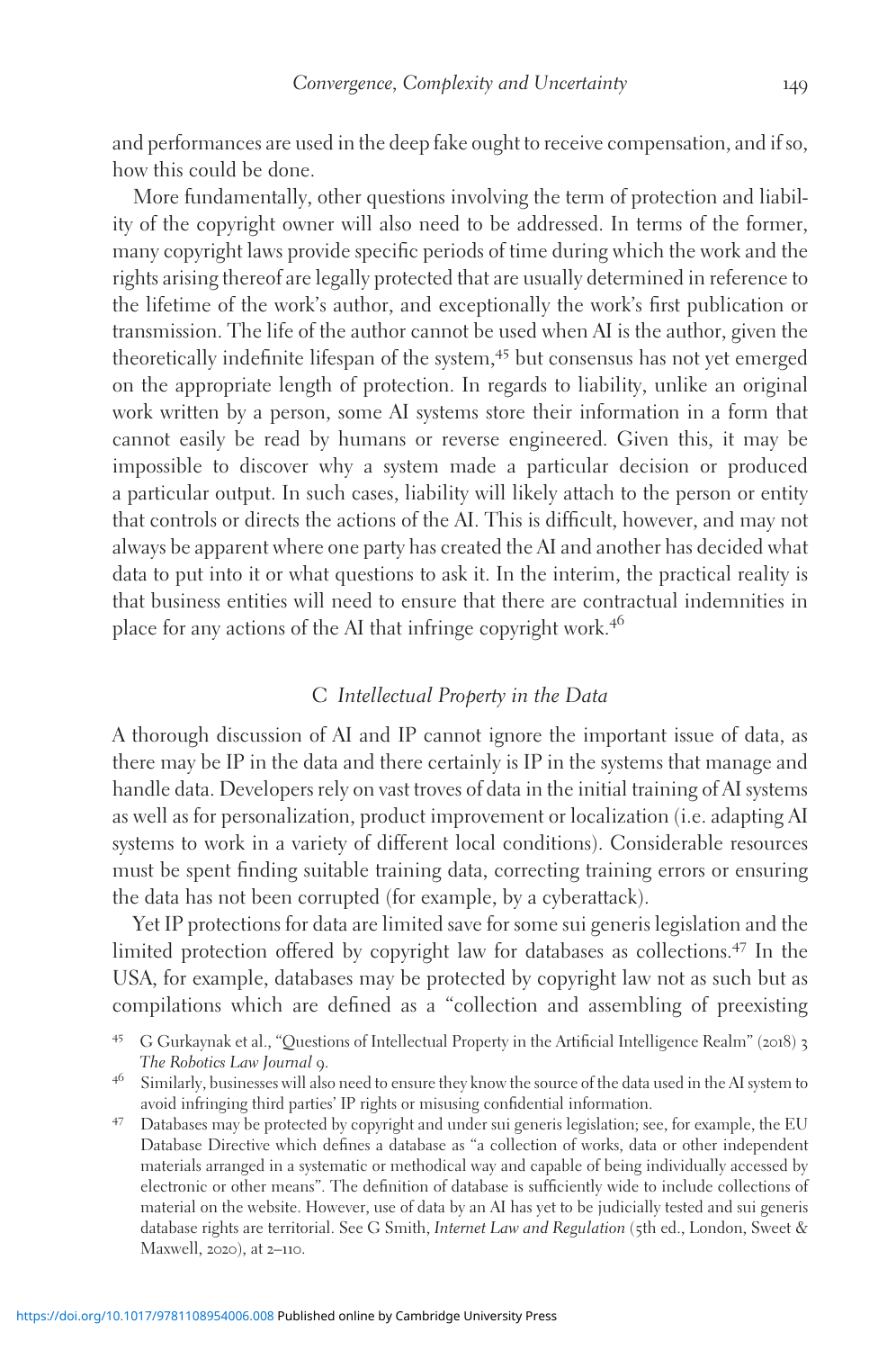and performances are used in the deep fake ought to receive compensation, and if so, how this could be done.

More fundamentally, other questions involving the term of protection and liability of the copyright owner will also need to be addressed. In terms of the former, many copyright laws provide specific periods of time during which the work and the rights arising thereof are legally protected that are usually determined in reference to the lifetime of the work's author, and exceptionally the work's first publication or transmission. The life of the author cannot be used when AI is the author, given the theoretically indefinite lifespan of the system,[45] but consensus has not yet emerged on the appropriate length of protection. In regards to liability, unlike an original work written by a person, some AI systems store their information in a form that cannot easily be read by humans or reverse engineered. Given this, it may be impossible to discover why a system made a particular decision or produced a particular output. In such cases, liability will likely attach to the person or entity that controls or directs the actions of the AI. This is difficult, however, and may not always be apparent where one party has created the AI and another has decided what data to put into it or what questions to ask it. In the interim, the practical reality is that business entities will need to ensure that there are contractual indemnities in place for any actions of the AI that infringe copyright work.[46]

## C *Intellectual Property in the Data*

A thorough discussion of AI and IP cannot ignore the important issue of data, as there may be IP in the data and there certainly is IP in the systems that manage and handle data. Developers rely on vast troves of data in the initial training of AI systems as well as for personalization, product improvement or localization (i.e. adapting AI systems to work in a variety of different local conditions). Considerable resources must be spent finding suitable training data, correcting training errors or ensuring the data has not been corrupted (for example, by a cyberattack).

Yet IP protections for data are limited save for some sui generis legislation and the limited protection offered by copyright law for databases as collections.[47] In the USA, for example, databases may be protected by copyright law not as such but as compilations which are defined as a "collection and assembling of preexisting

---

[45] G Gurkaynak et al., "Questions of Intellectual Property in the Artificial Intelligence Realm" (2018) 3 *The Robotics Law Journal* 9.

[46] Similarly, businesses will also need to ensure they know the source of the data used in the AI system to avoid infringing third parties' IP rights or misusing confidential information.

[47] Databases may be protected by copyright and under sui generis legislation; see, for example, the EU Database Directive which defines a database as "a collection of works, data or other independent materials arranged in a systematic or methodical way and capable of being individually accessed by electronic or other means". The definition of database is sufficiently wide to include collections of material on the website. However, use of data by an AI has yet to be judicially tested and sui generis database rights are territorial. See G Smith, *Internet Law and Regulation* (5th ed., London, Sweet & Maxwell, 2020), at 2–110.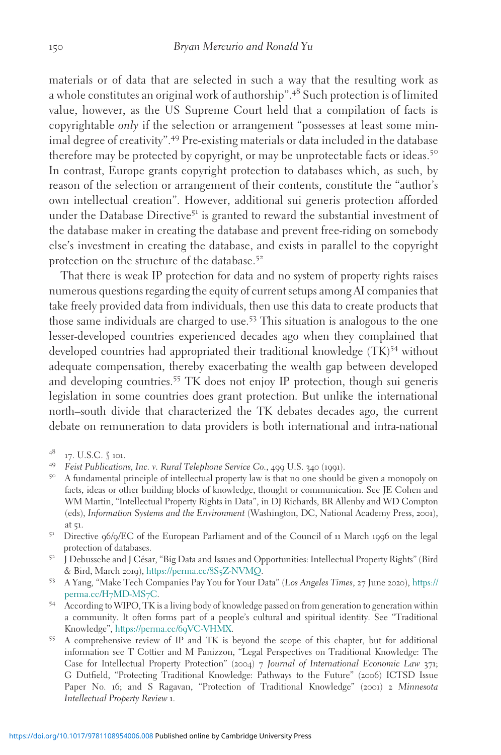materials or of data that are selected in such a way that the resulting work as a whole constitutes an original work of authorship".[48] Such protection is of limited value, however, as the US Supreme Court held that a compilation of facts is copyrightable *only* if the selection or arrangement "possesses at least some minimal degree of creativity".[49] Pre-existing materials or data included in the database therefore may be protected by copyright, or may be unprotectable facts or ideas.[50] In contrast, Europe grants copyright protection to databases which, as such, by reason of the selection or arrangement of their contents, constitute the "author's own intellectual creation". However, additional sui generis protection afforded under the Database Directive[51] is granted to reward the substantial investment of the database maker in creating the database and prevent free-riding on somebody else's investment in creating the database, and exists in parallel to the copyright protection on the structure of the database.[52]

That there is weak IP protection for data and no system of property rights raises numerous questions regarding the equity of current setups among AI companies that take freely provided data from individuals, then use this data to create products that those same individuals are charged to use.[53] This situation is analogous to the one lesser-developed countries experienced decades ago when they complained that developed countries had appropriated their traditional knowledge (TK)[54] without adequate compensation, thereby exacerbating the wealth gap between developed and developing countries.[55] TK does not enjoy IP protection, though sui generis legislation in some countries does grant protection. But unlike the international north–south divide that characterized the TK debates decades ago, the current debate on remuneration to data providers is both international and intra-national

[48] 17. U.S.C. § 101.

[49] *Feist Publications, Inc. v. Rural Telephone Service Co.*, 499 U.S. 340 (1991).

[50] A fundamental principle of intellectual property law is that no one should be given a monopoly on facts, ideas or other building blocks of knowledge, thought or communication. See JE Cohen and WM Martin, "Intellectual Property Rights in Data", in DJ Richards, BR Allenby and WD Compton (eds), *Information Systems and the Environment* (Washington, DC, National Academy Press, 2001), at 51.

[51] Directive 96/9/EC of the European Parliament and of the Council of 11 March 1996 on the legal protection of databases.

[52] J Debussche and J César, "Big Data and Issues and Opportunities: Intellectual Property Rights" (Bird & Bird, March 2019), https://perma.cc/8S5Z-NVMQ.

[53] A Yang, "Make Tech Companies Pay You for Your Data" (*Los Angeles Times*, 27 June 2020), https://perma.cc/H7MD-MS7C.

[54] According to WIPO, TK is a living body of knowledge passed on from generation to generation within a community. It often forms part of a people's cultural and spiritual identity. See "Traditional Knowledge", https://perma.cc/69VC-VHMX.

[55] A comprehensive review of IP and TK is beyond the scope of this chapter, but for additional information see T Cottier and M Panizzon, "Legal Perspectives on Traditional Knowledge: The Case for Intellectual Property Protection" (2004) 7 *Journal of International Economic Law* 371; G Dutfield, "Protecting Traditional Knowledge: Pathways to the Future" (2006) ICTSD Issue Paper No. 16; and S Ragavan, "Protection of Traditional Knowledge" (2001) 2 *Minnesota Intellectual Property Review* 1.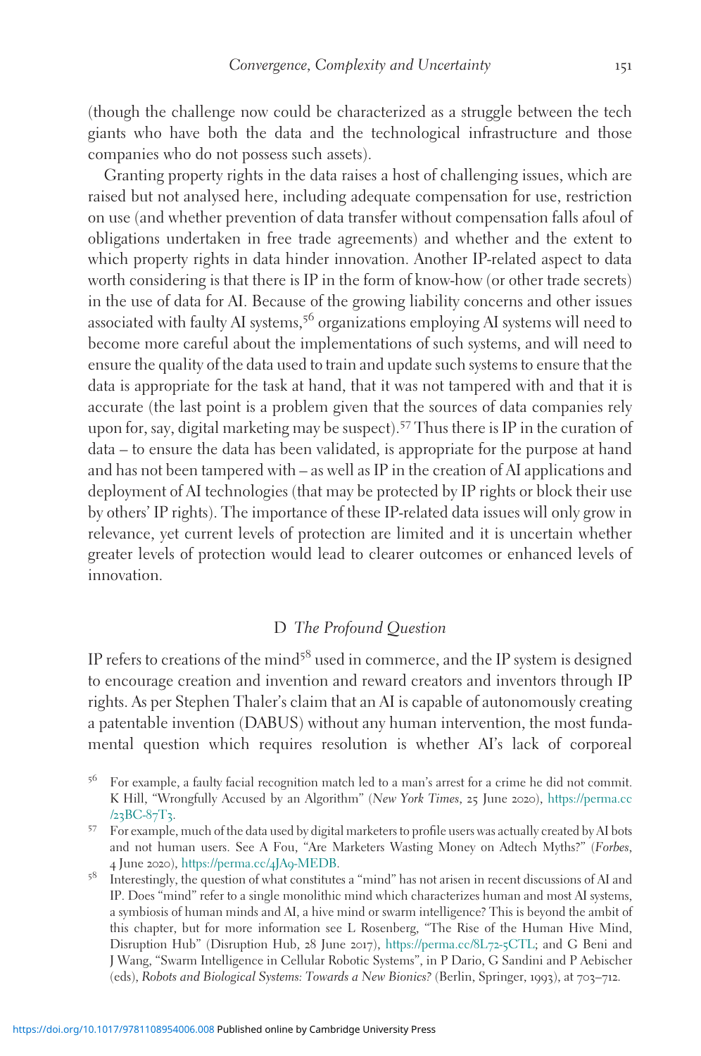(though the challenge now could be characterized as a struggle between the tech giants who have both the data and the technological infrastructure and those companies who do not possess such assets).

Granting property rights in the data raises a host of challenging issues, which are raised but not analysed here, including adequate compensation for use, restriction on use (and whether prevention of data transfer without compensation falls afoul of obligations undertaken in free trade agreements) and whether and the extent to which property rights in data hinder innovation. Another IP-related aspect to data worth considering is that there is IP in the form of know-how (or other trade secrets) in the use of data for AI. Because of the growing liability concerns and other issues associated with faulty AI systems,[56] organizations employing AI systems will need to become more careful about the implementations of such systems, and will need to ensure the quality of the data used to train and update such systems to ensure that the data is appropriate for the task at hand, that it was not tampered with and that it is accurate (the last point is a problem given that the sources of data companies rely upon for, say, digital marketing may be suspect).[57] Thus there is IP in the curation of data – to ensure the data has been validated, is appropriate for the purpose at hand and has not been tampered with – as well as IP in the creation of AI applications and deployment of AI technologies (that may be protected by IP rights or block their use by others' IP rights). The importance of these IP-related data issues will only grow in relevance, yet current levels of protection are limited and it is uncertain whether greater levels of protection would lead to clearer outcomes or enhanced levels of innovation.

### D *The Profound Question*

IP refers to creations of the mind[58] used in commerce, and the IP system is designed to encourage creation and invention and reward creators and inventors through IP rights. As per Stephen Thaler's claim that an AI is capable of autonomously creating a patentable invention (DABUS) without any human intervention, the most fundamental question which requires resolution is whether AI's lack of corporeal

---

[56] For example, a faulty facial recognition match led to a man's arrest for a crime he did not commit. K Hill, "Wrongfully Accused by an Algorithm" (*New York Times*, 25 June 2020), https://perma.cc/23BC-87T3.

[57] For example, much of the data used by digital marketers to profile users was actually created by AI bots and not human users. See A Fou, "Are Marketers Wasting Money on Adtech Myths?" (*Forbes*, 4 June 2020), https://perma.cc/4JA9-MEDB.

[58] Interestingly, the question of what constitutes a "mind" has not arisen in recent discussions of AI and IP. Does "mind" refer to a single monolithic mind which characterizes human and most AI systems, a symbiosis of human minds and AI, a hive mind or swarm intelligence? This is beyond the ambit of this chapter, but for more information see L Rosenberg, "The Rise of the Human Hive Mind, Disruption Hub" (Disruption Hub, 28 June 2017), https://perma.cc/8L72-5CTL; and G Beni and J Wang, "Swarm Intelligence in Cellular Robotic Systems", in P Dario, G Sandini and P Aebischer (eds), *Robots and Biological Systems: Towards a New Bionics?* (Berlin, Springer, 1993), at 703–712.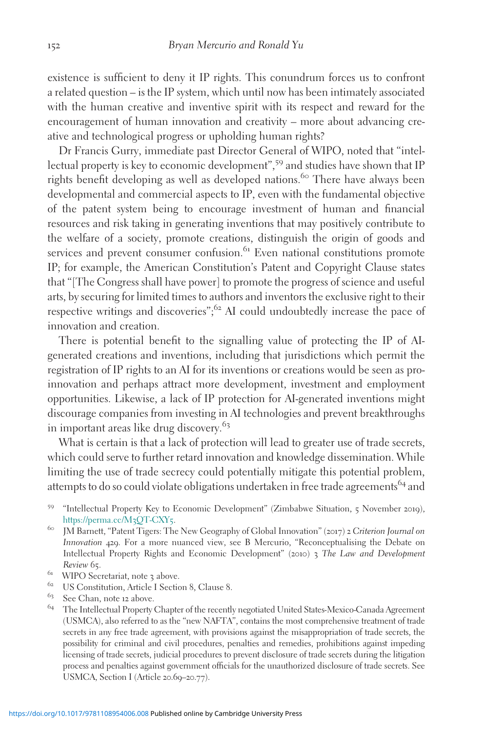existence is sufficient to deny it IP rights. This conundrum forces us to confront a related question – is the IP system, which until now has been intimately associated with the human creative and inventive spirit with its respect and reward for the encouragement of human innovation and creativity – more about advancing creative and technological progress or upholding human rights?

Dr Francis Gurry, immediate past Director General of WIPO, noted that "intellectual property is key to economic development",[59] and studies have shown that IP rights benefit developing as well as developed nations.[60] There have always been developmental and commercial aspects to IP, even with the fundamental objective of the patent system being to encourage investment of human and financial resources and risk taking in generating inventions that may positively contribute to the welfare of a society, promote creations, distinguish the origin of goods and services and prevent consumer confusion.[61] Even national constitutions promote IP; for example, the American Constitution's Patent and Copyright Clause states that "[The Congress shall have power] to promote the progress of science and useful arts, by securing for limited times to authors and inventors the exclusive right to their respective writings and discoveries";[62] AI could undoubtedly increase the pace of innovation and creation.

There is potential benefit to the signalling value of protecting the IP of AI-generated creations and inventions, including that jurisdictions which permit the registration of IP rights to an AI for its inventions or creations would be seen as pro-innovation and perhaps attract more development, investment and employment opportunities. Likewise, a lack of IP protection for AI-generated inventions might discourage companies from investing in AI technologies and prevent breakthroughs in important areas like drug discovery.[63]

What is certain is that a lack of protection will lead to greater use of trade secrets, which could serve to further retard innovation and knowledge dissemination. While limiting the use of trade secrecy could potentially mitigate this potential problem, attempts to do so could violate obligations undertaken in free trade agreements[64] and

[59] "Intellectual Property Key to Economic Development" (Zimbabwe Situation, 5 November 2019), https://perma.cc/M3QT-CXY5.

[60] JM Barnett, "Patent Tigers: The New Geography of Global Innovation" (2017) 2 *Criterion Journal on Innovation* 429. For a more nuanced view, see B Mercurio, "Reconceptualising the Debate on Intellectual Property Rights and Economic Development" (2010) 3 *The Law and Development Review* 65.

[61] WIPO Secretariat, note 3 above.

[62] US Constitution, Article I Section 8, Clause 8.

[63] See Chan, note 12 above.

[64] The Intellectual Property Chapter of the recently negotiated United States-Mexico-Canada Agreement (USMCA), also referred to as the "new NAFTA", contains the most comprehensive treatment of trade secrets in any free trade agreement, with provisions against the misappropriation of trade secrets, the possibility for criminal and civil procedures, penalties and remedies, prohibitions against impeding licensing of trade secrets, judicial procedures to prevent disclosure of trade secrets during the litigation process and penalties against government officials for the unauthorized disclosure of trade secrets. See USMCA, Section I (Article 20.69–20.77).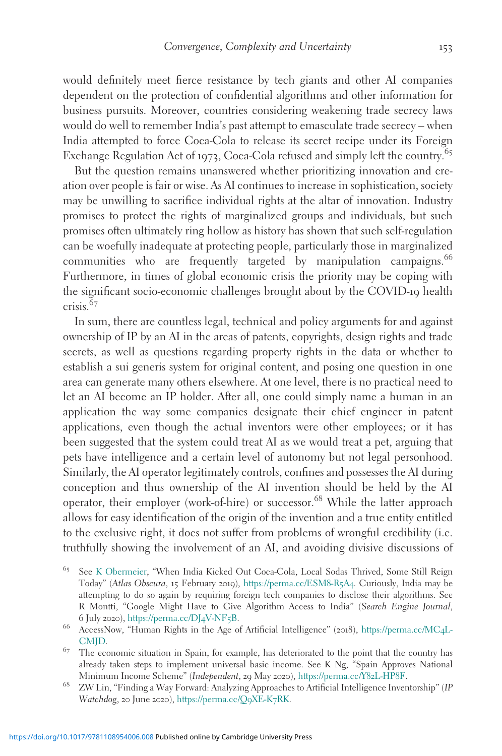would definitely meet fierce resistance by tech giants and other AI companies dependent on the protection of confidential algorithms and other information for business pursuits. Moreover, countries considering weakening trade secrecy laws would do well to remember India's past attempt to emasculate trade secrecy – when India attempted to force Coca-Cola to release its secret recipe under its Foreign Exchange Regulation Act of 1973, Coca-Cola refused and simply left the country.[65]

But the question remains unanswered whether prioritizing innovation and creation over people is fair or wise. As AI continues to increase in sophistication, society may be unwilling to sacrifice individual rights at the altar of innovation. Industry promises to protect the rights of marginalized groups and individuals, but such promises often ultimately ring hollow as history has shown that such self-regulation can be woefully inadequate at protecting people, particularly those in marginalized communities who are frequently targeted by manipulation campaigns.[66] Furthermore, in times of global economic crisis the priority may be coping with the significant socio-economic challenges brought about by the COVID-19 health crisis.[67]

In sum, there are countless legal, technical and policy arguments for and against ownership of IP by an AI in the areas of patents, copyrights, design rights and trade secrets, as well as questions regarding property rights in the data or whether to establish a sui generis system for original content, and posing one question in one area can generate many others elsewhere. At one level, there is no practical need to let an AI become an IP holder. After all, one could simply name a human in an application the way some companies designate their chief engineer in patent applications, even though the actual inventors were other employees; or it has been suggested that the system could treat AI as we would treat a pet, arguing that pets have intelligence and a certain level of autonomy but not legal personhood. Similarly, the AI operator legitimately controls, confines and possesses the AI during conception and thus ownership of the AI invention should be held by the AI operator, their employer (work-of-hire) or successor.[68] While the latter approach allows for easy identification of the origin of the invention and a true entity entitled to the exclusive right, it does not suffer from problems of wrongful credibility (i.e. truthfully showing the involvement of an AI, and avoiding divisive discussions of

---

[65] See K Obermeier, "When India Kicked Out Coca-Cola, Local Sodas Thrived, Some Still Reign Today" (*Atlas Obscura*, 15 February 2019), https://perma.cc/ESM8-R5A4. Curiously, India may be attempting to do so again by requiring foreign tech companies to disclose their algorithms. See R Montti, "Google Might Have to Give Algorithm Access to India" (*Search Engine Journal*, 6 July 2020), https://perma.cc/DJ4V-NF5B.

[66] AccessNow, "Human Rights in the Age of Artificial Intelligence" (2018), https://perma.cc/MC4L-CMJD.

[67] The economic situation in Spain, for example, has deteriorated to the point that the country has already taken steps to implement universal basic income. See K Ng, "Spain Approves National Minimum Income Scheme" (*Independent*, 29 May 2020), https://perma.cc/Y82L-HP8F.

[68] ZW Lin, "Finding a Way Forward: Analyzing Approaches to Artificial Intelligence Inventorship" (*IP Watchdog*, 20 June 2020), https://perma.cc/Q9XE-K7RK.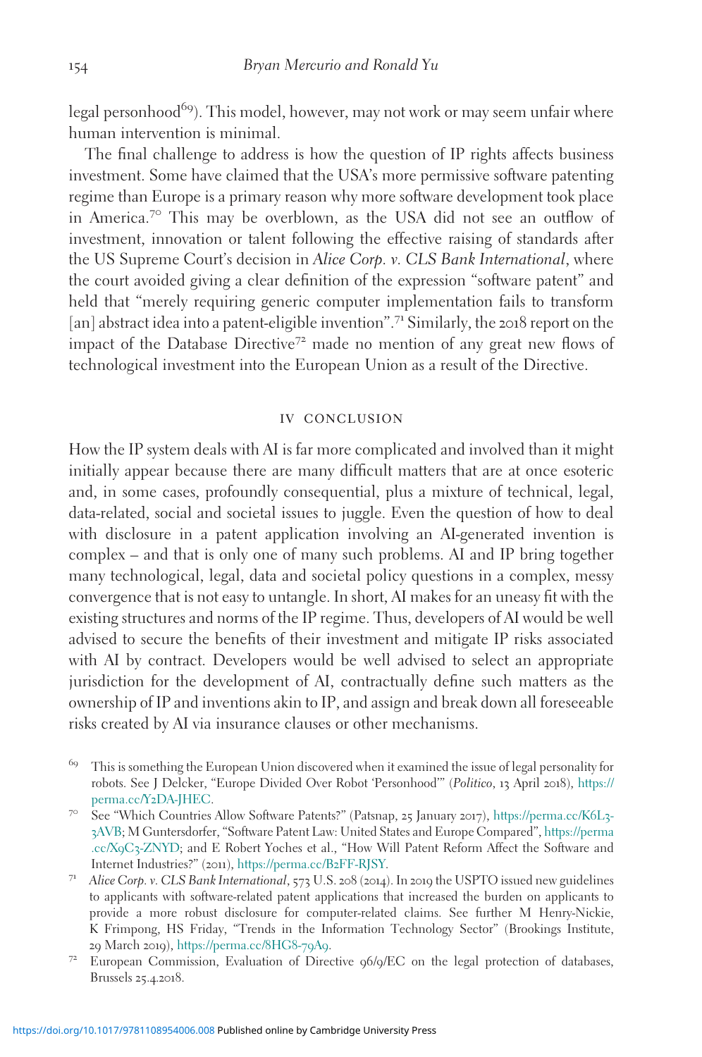legal personhood[69]). This model, however, may not work or may seem unfair where human intervention is minimal.

The final challenge to address is how the question of IP rights affects business investment. Some have claimed that the USA's more permissive software patenting regime than Europe is a primary reason why more software development took place in America.[70] This may be overblown, as the USA did not see an outflow of investment, innovation or talent following the effective raising of standards after the US Supreme Court's decision in *Alice Corp. v. CLS Bank International*, where the court avoided giving a clear definition of the expression "software patent" and held that "merely requiring generic computer implementation fails to transform [an] abstract idea into a patent-eligible invention".[71] Similarly, the 2018 report on the impact of the Database Directive[72] made no mention of any great new flows of technological investment into the European Union as a result of the Directive.

## IV CONCLUSION

How the IP system deals with AI is far more complicated and involved than it might initially appear because there are many difficult matters that are at once esoteric and, in some cases, profoundly consequential, plus a mixture of technical, legal, data-related, social and societal issues to juggle. Even the question of how to deal with disclosure in a patent application involving an AI-generated invention is complex – and that is only one of many such problems. AI and IP bring together many technological, legal, data and societal policy questions in a complex, messy convergence that is not easy to untangle. In short, AI makes for an uneasy fit with the existing structures and norms of the IP regime. Thus, developers of AI would be well advised to secure the benefits of their investment and mitigate IP risks associated with AI by contract. Developers would be well advised to select an appropriate jurisdiction for the development of AI, contractually define such matters as the ownership of IP and inventions akin to IP, and assign and break down all foreseeable risks created by AI via insurance clauses or other mechanisms.

[69] This is something the European Union discovered when it examined the issue of legal personality for robots. See J Delcker, "Europe Divided Over Robot 'Personhood'" (*Politico*, 13 April 2018), https://perma.cc/Y2DA-JHEC.

[70] See "Which Countries Allow Software Patents?" (Patsnap, 25 January 2017), https://perma.cc/K6L3-3AVB; M Guntersdorfer, "Software Patent Law: United States and Europe Compared", https://perma.cc/X9C3-ZNYD; and E Robert Yoches et al., "How Will Patent Reform Affect the Software and Internet Industries?" (2011), https://perma.cc/B2FF-RJSY.

[71] *Alice Corp. v. CLS Bank International*, 573 U.S. 208 (2014). In 2019 the USPTO issued new guidelines to applicants with software-related patent applications that increased the burden on applicants to provide a more robust disclosure for computer-related claims. See further M Henry-Nickie, K Frimpong, HS Friday, "Trends in the Information Technology Sector" (Brookings Institute, 29 March 2019), https://perma.cc/8HG8-79A9.

[72] European Commission, Evaluation of Directive 96/9/EC on the legal protection of databases, Brussels 25.4.2018.